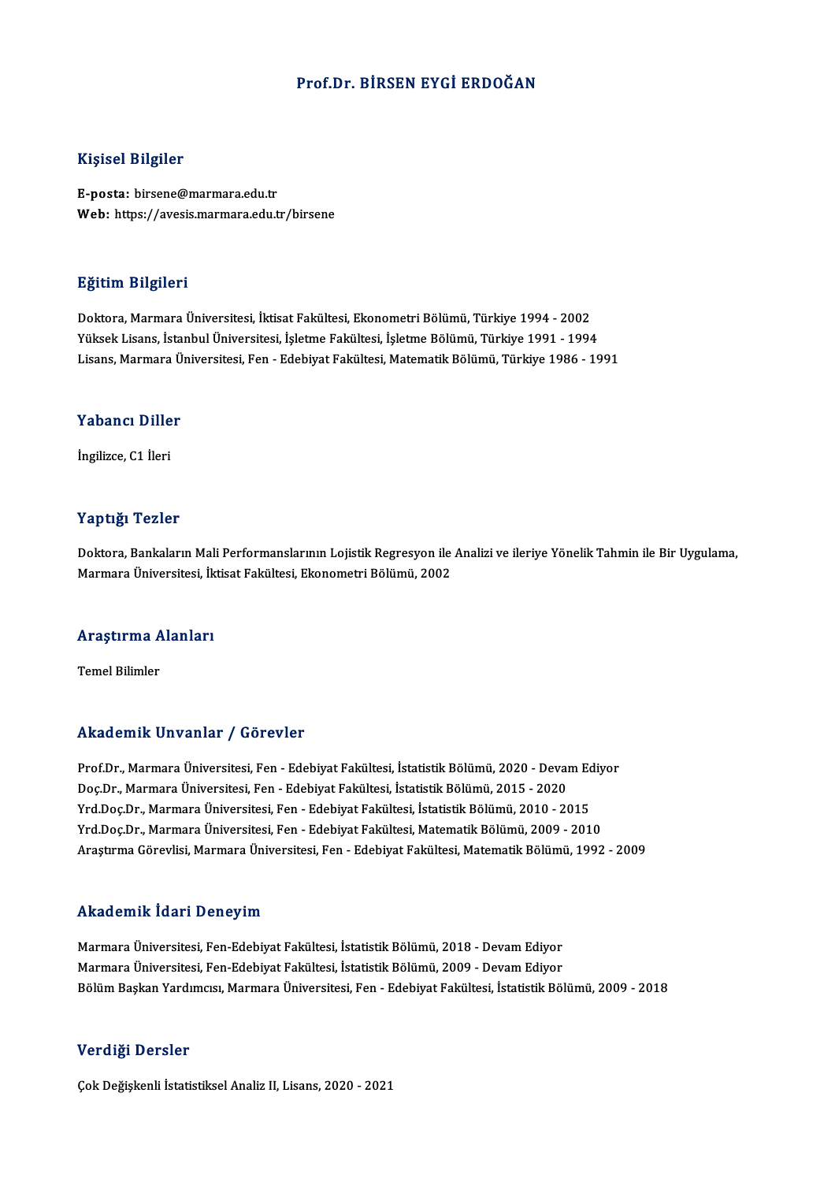# Prof.Dr. BİRSEN EYGİ ERDOĞAN

## Kişisel Bilgiler

**E-posta:** birsene@marmara.edu.tr
**Web:** https://avesis.marmara.edu.tr/birsene

## Eğitim Bilgileri

Doktora, Marmara Üniversitesi, İktisat Fakültesi, Ekonometri Bölümü, Türkiye 1994 - 2002
Yüksek Lisans, İstanbul Üniversitesi, İşletme Fakültesi, İşletme Bölümü, Türkiye 1991 - 1994
Lisans, Marmara Üniversitesi, Fen - Edebiyat Fakültesi, Matematik Bölümü, Türkiye 1986 - 1991

## Yabancı Diller

İngilizce, C1 İleri

## Yaptığı Tezler

Doktora, Bankaların Mali Performanslarının Lojistik Regresyon ile Analizi ve ileriye Yönelik Tahmin ile Bir Uygulama, Marmara Üniversitesi, İktisat Fakültesi, Ekonometri Bölümü, 2002

## Araştırma Alanları

Temel Bilimler

## Akademik Unvanlar / Görevler

Prof.Dr., Marmara Üniversitesi, Fen - Edebiyat Fakültesi, İstatistik Bölümü, 2020 - Devam Ediyor
Doç.Dr., Marmara Üniversitesi, Fen - Edebiyat Fakültesi, İstatistik Bölümü, 2015 - 2020
Yrd.Doç.Dr., Marmara Üniversitesi, Fen - Edebiyat Fakültesi, İstatistik Bölümü, 2010 - 2015
Yrd.Doç.Dr., Marmara Üniversitesi, Fen - Edebiyat Fakültesi, Matematik Bölümü, 2009 - 2010
Araştırma Görevlisi, Marmara Üniversitesi, Fen - Edebiyat Fakültesi, Matematik Bölümü, 1992 - 2009

## Akademik İdari Deneyim

Marmara Üniversitesi, Fen-Edebiyat Fakültesi, İstatistik Bölümü, 2018 - Devam Ediyor
Marmara Üniversitesi, Fen-Edebiyat Fakültesi, İstatistik Bölümü, 2009 - Devam Ediyor
Bölüm Başkan Yardımcısı, Marmara Üniversitesi, Fen - Edebiyat Fakültesi, İstatistik Bölümü, 2009 - 2018

## Verdiği Dersler

Çok Değişkenli İstatistiksel Analiz II, Lisans, 2020 - 2021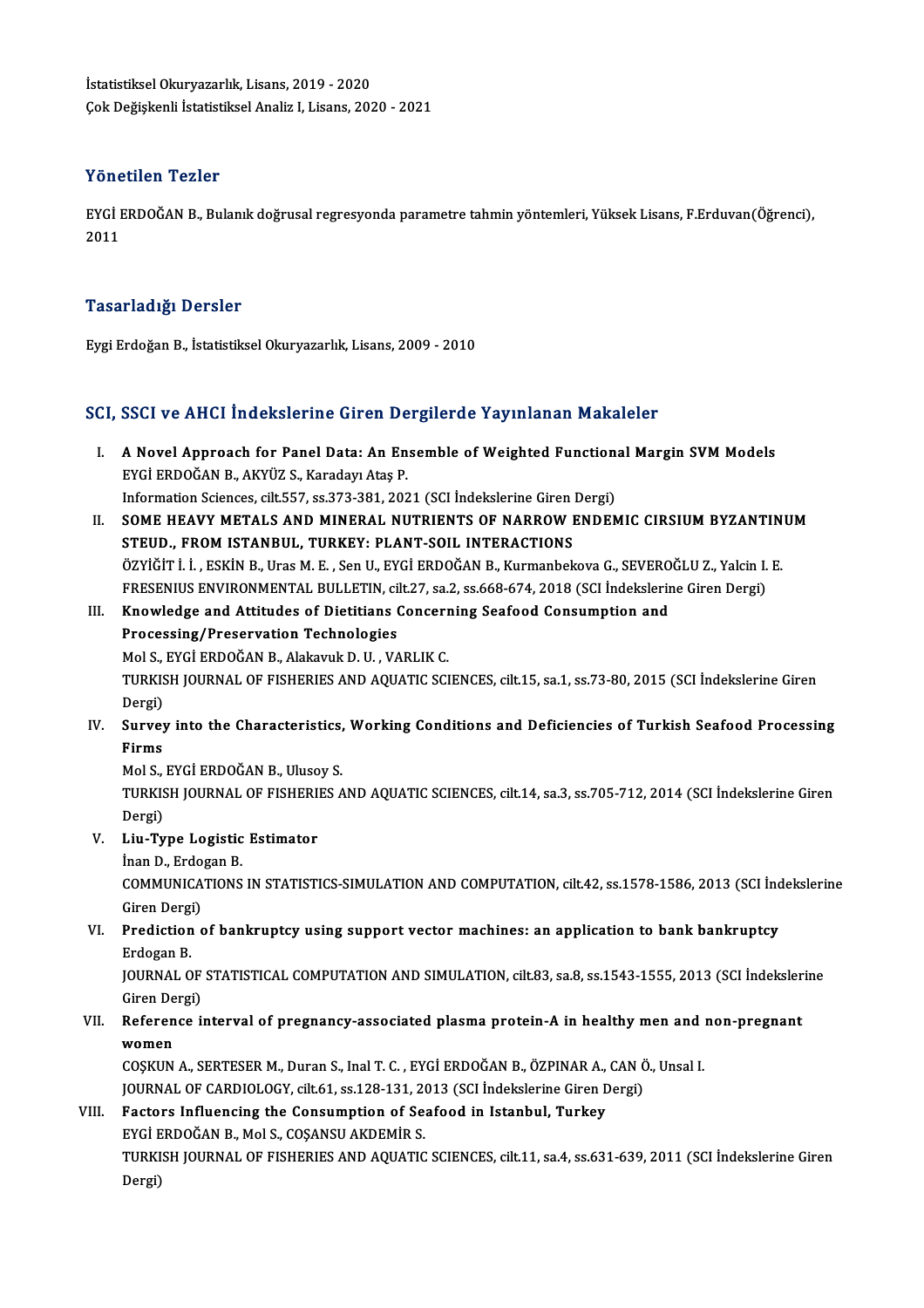İstatistiksel Okuryazarlık, Lisans, 2019 - 2020
Çok Değişkenli İstatistiksel Analiz I, Lisans, 2020 - 2021

## Yönetilen Tezler

EYGİ ERDOĞAN B., Bulanık doğrusal regresyonda parametre tahmin yöntemleri, Yüksek Lisans, F.Erduvan(Öğrenci), 2011

## Tasarladığı Dersler

Eygi Erdoğan B., İstatistiksel Okuryazarlık, Lisans, 2009 - 2010

## SCI, SSCI ve AHCI İndekslerine Giren Dergilerde Yayınlanan Makaleler

I. **A Novel Approach for Panel Data: An Ensemble of Weighted Functional Margin SVM Models**
   EYGİ ERDOĞAN B., AKYÜZ S., Karadayı Ataş P.
   Information Sciences, cilt.557, ss.373-381, 2021 (SCI İndekslerine Giren Dergi)
II. **SOME HEAVY METALS AND MINERAL NUTRIENTS OF NARROW ENDEMIC CIRSIUM BYZANTINUM STEUD., FROM ISTANBUL, TURKEY: PLANT-SOIL INTERACTIONS**
   ÖZYİĞİT İ. İ. , ESKİN B., Uras M. E. , Sen U., EYGİ ERDOĞAN B., Kurmanbekova G., SEVEROĞLU Z., Yalcin I. E.
   FRESENIUS ENVIRONMENTAL BULLETIN, cilt.27, sa.2, ss.668-674, 2018 (SCI İndekslerine Giren Dergi)
III. **Knowledge and Attitudes of Dietitians Concerning Seafood Consumption and Processing/Preservation Technologies**
   Mol S., EYGİ ERDOĞAN B., Alakavuk D. U. , VARLIK C.
   TURKISH JOURNAL OF FISHERIES AND AQUATIC SCIENCES, cilt.15, sa.1, ss.73-80, 2015 (SCI İndekslerine Giren Dergi)
IV. **Survey into the Characteristics, Working Conditions and Deficiencies of Turkish Seafood Processing Firms**
   Mol S., EYGİ ERDOĞAN B., Ulusoy S.
   TURKISH JOURNAL OF FISHERIES AND AQUATIC SCIENCES, cilt.14, sa.3, ss.705-712, 2014 (SCI İndekslerine Giren Dergi)
V. **Liu-Type Logistic Estimator**
   İnan D., Erdogan B.
   COMMUNICATIONS IN STATISTICS-SIMULATION AND COMPUTATION, cilt.42, ss.1578-1586, 2013 (SCI İndekslerine Giren Dergi)
VI. **Prediction of bankruptcy using support vector machines: an application to bank bankruptcy**
   Erdogan B.
   JOURNAL OF STATISTICAL COMPUTATION AND SIMULATION, cilt.83, sa.8, ss.1543-1555, 2013 (SCI İndekslerine Giren Dergi)
VII. **Reference interval of pregnancy-associated plasma protein-A in healthy men and non-pregnant women**
   COŞKUN A., SERTESER M., Duran S., Inal T. C. , EYGİ ERDOĞAN B., ÖZPINAR A., CAN Ö., Unsal I.
   JOURNAL OF CARDIOLOGY, cilt.61, ss.128-131, 2013 (SCI İndekslerine Giren Dergi)
VIII. **Factors Influencing the Consumption of Seafood in Istanbul, Turkey**
   EYGİ ERDOĞAN B., Mol S., COŞANSU AKDEMİR S.
   TURKISH JOURNAL OF FISHERIES AND AQUATIC SCIENCES, cilt.11, sa.4, ss.631-639, 2011 (SCI İndekslerine Giren Dergi)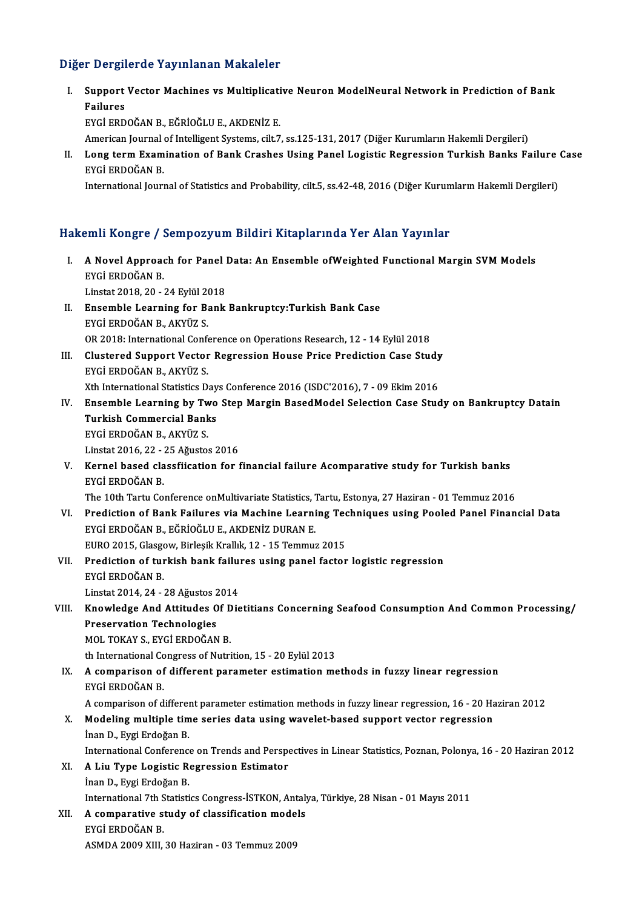## Diğer Dergilerde Yayınlanan Makaleler

I. **Support Vector Machines vs Multiplicative Neuron ModelNeural Network in Prediction of Bank Failures**
   EYGİ ERDOĞAN B., EĞRİOĞLU E., AKDENİZ E.
   American Journal of Intelligent Systems, cilt.7, ss.125-131, 2017 (Diğer Kurumların Hakemli Dergileri)

II. **Long term Examination of Bank Crashes Using Panel Logistic Regression Turkish Banks Failure Case**
   EYGİ ERDOĞAN B.
   International Journal of Statistics and Probability, cilt.5, ss.42-48, 2016 (Diğer Kurumların Hakemli Dergileri)

## Hakemli Kongre / Sempozyum Bildiri Kitaplarında Yer Alan Yayınlar

I. **A Novel Approach for Panel Data: An Ensemble ofWeighted Functional Margin SVM Models**
   EYGİ ERDOĞAN B.
   Linstat 2018, 20 - 24 Eylül 2018

II. **Ensemble Learning for Bank Bankruptcy:Turkish Bank Case**
   EYGİ ERDOĞAN B., AKYÜZ S.
   OR 2018: International Conference on Operations Research, 12 - 14 Eylül 2018

III. **Clustered Support Vector Regression House Price Prediction Case Study**
   EYGİ ERDOĞAN B., AKYÜZ S.
   Xth International Statistics Days Conference 2016 (ISDC'2016), 7 - 09 Ekim 2016

IV. **Ensemble Learning by Two Step Margin BasedModel Selection Case Study on Bankruptcy Datain Turkish Commercial Banks**
   EYGİ ERDOĞAN B., AKYÜZ S.
   Linstat 2016, 22 - 25 Ağustos 2016

V. **Kernel based classfiication for financial failure Acomparative study for Turkish banks**
   EYGİ ERDOĞAN B.
   The 10th Tartu Conference onMultivariate Statistics, Tartu, Estonya, 27 Haziran - 01 Temmuz 2016

VI. **Prediction of Bank Failures via Machine Learning Techniques using Pooled Panel Financial Data**
   EYGİ ERDOĞAN B., EĞRİOĞLU E., AKDENİZ DURAN E.
   EURO 2015, Glasgow, Birleşik Krallık, 12 - 15 Temmuz 2015

VII. **Prediction of turkish bank failures using panel factor logistic regression**
   EYGİ ERDOĞAN B.
   Linstat 2014, 24 - 28 Ağustos 2014

VIII. **Knowledge And Attitudes Of Dietitians Concerning Seafood Consumption And Common Processing/ Preservation Technologies**
   MOL TOKAY S., EYGİ ERDOĞAN B.
   th International Congress of Nutrition, 15 - 20 Eylül 2013

IX. **A comparison of different parameter estimation methods in fuzzy linear regression**
   EYGİ ERDOĞAN B.
   A comparison of different parameter estimation methods in fuzzy linear regression, 16 - 20 Haziran 2012

X. **Modeling multiple time series data using wavelet-based support vector regression**
   İnan D., Eygi Erdoğan B.
   International Conference on Trends and Perspectives in Linear Statistics, Poznan, Polonya, 16 - 20 Haziran 2012

XI. **A Liu Type Logistic Regression Estimator**
   İnan D., Eygi Erdoğan B.
   International 7th Statistics Congress-İSTKON, Antalya, Türkiye, 28 Nisan - 01 Mayıs 2011

XII. **A comparative study of classification models**
   EYGİ ERDOĞAN B.
   ASMDA 2009 XIII, 30 Haziran - 03 Temmuz 2009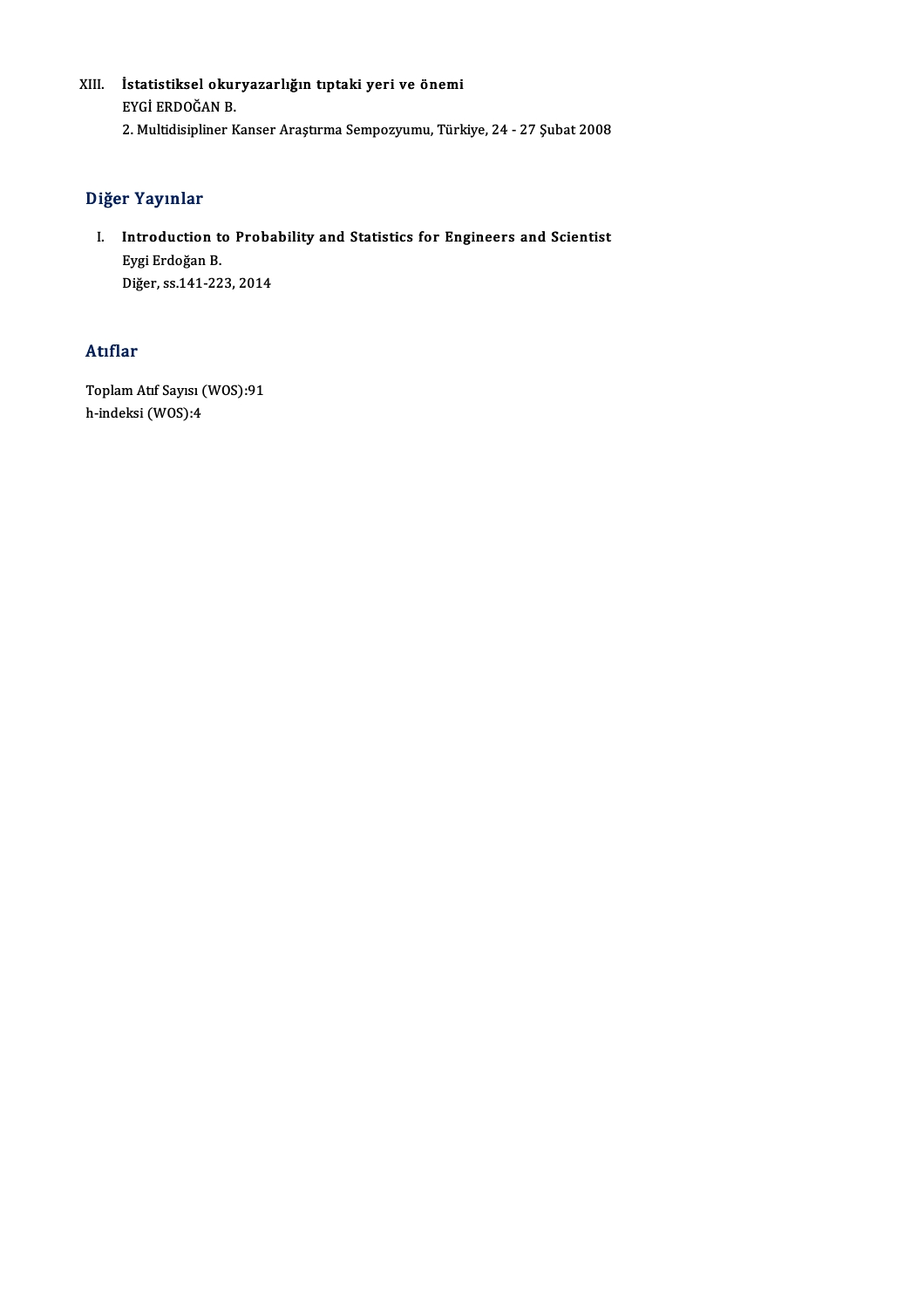XIII. **İstatistiksel okuryazarlığın tıptaki yeri ve önemi**
EYGİ ERDOĞAN B.
2. Multidisipliner Kanser Araştırma Sempozyumu, Türkiye, 24 - 27 Şubat 2008

## Diğer Yayınlar

I. **Introduction to Probability and Statistics for Engineers and Scientist**
Eygi Erdoğan B.
Diğer, ss.141-223, 2014

## Atıflar

Toplam Atıf Sayısı (WOS):91
h-indeksi (WOS):4